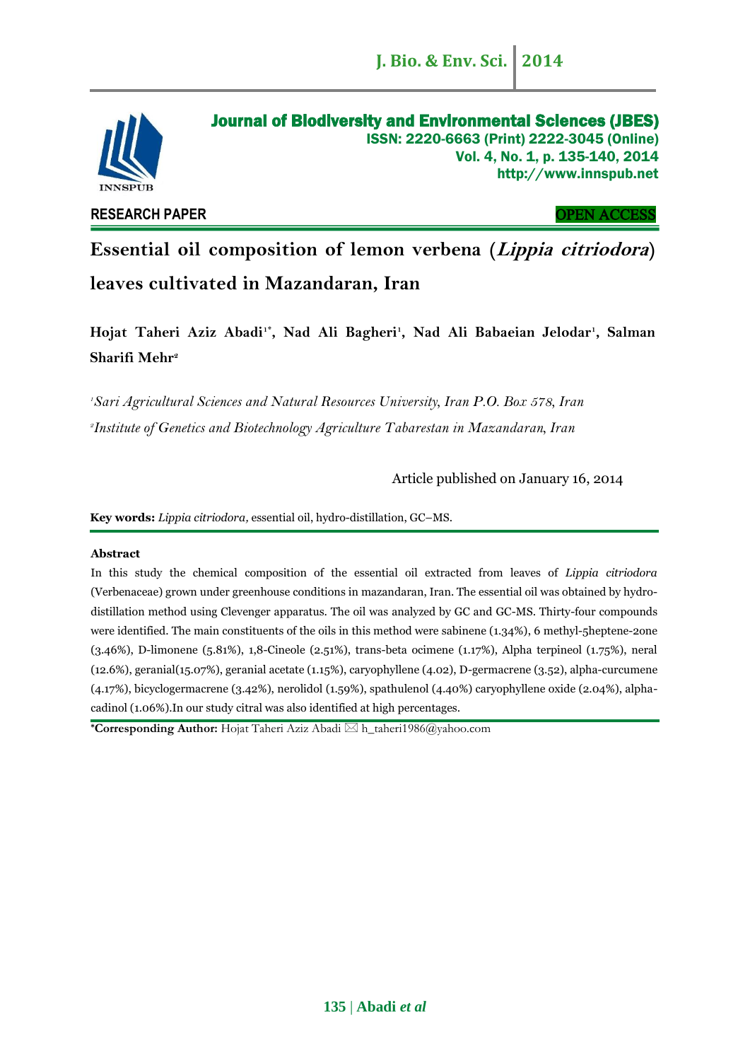# Journal of Biodiversity and Environmental Sciences (JBES)

ISSN: 2220-6663 (Print) 2222-3045 (Online)
Vol. 4, No. 1, p. 135-140, 2014
http://www.innspub.net

**RESEARCH PAPER** **OPEN ACCESS**

# Essential oil composition of lemon verbena (*Lippia citriodora*) leaves cultivated in Mazandaran, Iran

**Hojat Taheri Aziz Abadi[1*], Nad Ali Bagheri[1], Nad Ali Babaeian Jelodar[1], Salman Sharifi Mehr[2]**

[1] *Sari Agricultural Sciences and Natural Resources University, Iran P.O. Box 578, Iran*

[2] *Institute of Genetics and Biotechnology Agriculture Tabarestan in Mazandaran, Iran*

Article published on January 16, 2014

**Key words:** *Lippia citriodora,* essential oil, hydro-distillation, GC–MS.

## Abstract

In this study the chemical composition of the essential oil extracted from leaves of *Lippia citriodora* (Verbenaceae) grown under greenhouse conditions in mazandaran, Iran. The essential oil was obtained by hydro-distillation method using Clevenger apparatus. The oil was analyzed by GC and GC-MS. Thirty-four compounds were identified. The main constituents of the oils in this method were sabinene (1.34%), 6 methyl-5heptene-2one (3.46%), D-limonene (5.81%), 1,8-Cineole (2.51%), trans-beta ocimene (1.17%), Alpha terpineol (1.75%), neral (12.6%), geranial(15.07%), geranial acetate (1.15%), caryophyllene (4.02), D-germacrene (3.52), alpha-curcumene (4.17%), bicyclogermacrene (3.42%), nerolidol (1.59%), spathulenol (4.40%) caryophyllene oxide (2.04%), alpha-cadinol (1.06%).In our study citral was also identified at high percentages.

**\*Corresponding Author:** Hojat Taheri Aziz Abadi ✉ h_taheri1986@yahoo.com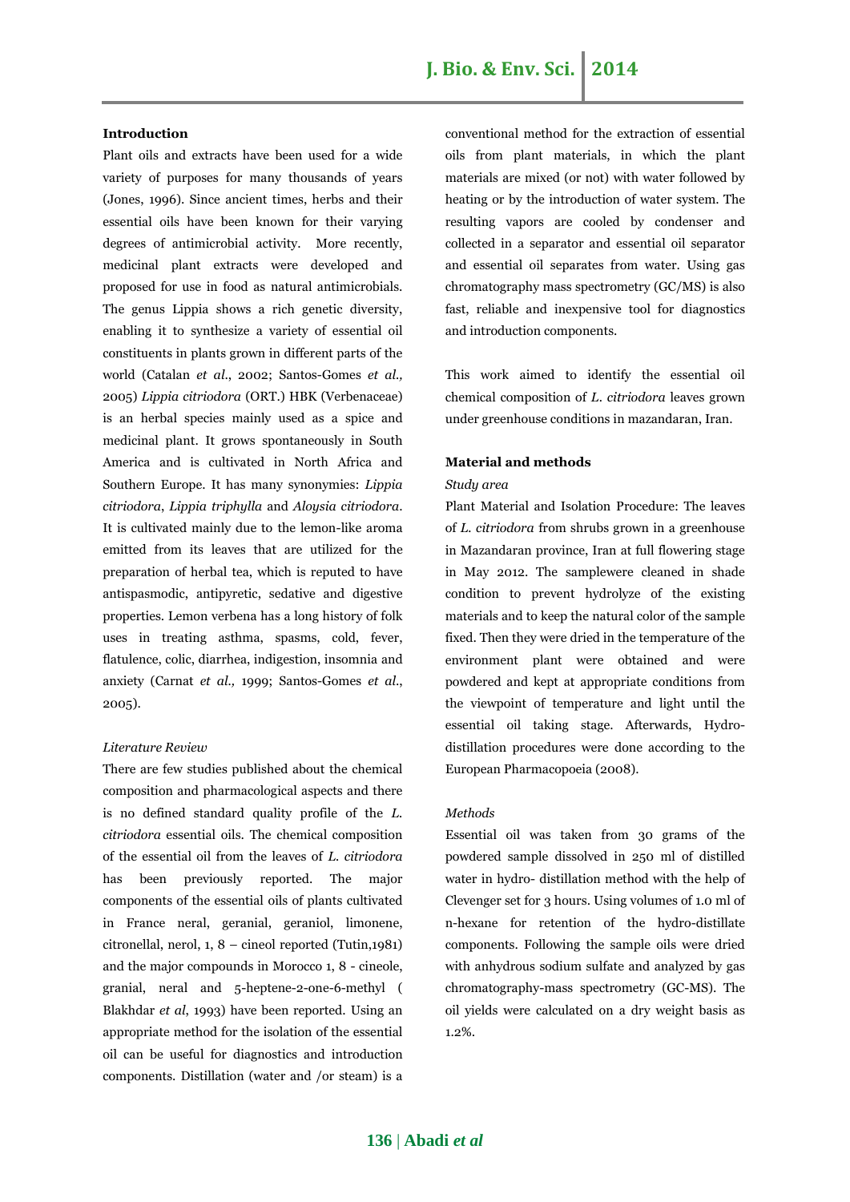## Introduction

Plant oils and extracts have been used for a wide variety of purposes for many thousands of years (Jones, 1996). Since ancient times, herbs and their essential oils have been known for their varying degrees of antimicrobial activity. More recently, medicinal plant extracts were developed and proposed for use in food as natural antimicrobials. The genus Lippia shows a rich genetic diversity, enabling it to synthesize a variety of essential oil constituents in plants grown in different parts of the world (Catalan *et al*., 2002; Santos-Gomes *et al.,* 2005) *Lippia citriodora* (ORT.) HBK (Verbenaceae) is an herbal species mainly used as a spice and medicinal plant. It grows spontaneously in South America and is cultivated in North Africa and Southern Europe. It has many synonymies: *Lippia citriodora*, *Lippia triphylla* and *Aloysia citriodora*. It is cultivated mainly due to the lemon-like aroma emitted from its leaves that are utilized for the preparation of herbal tea, which is reputed to have antispasmodic, antipyretic, sedative and digestive properties. Lemon verbena has a long history of folk uses in treating asthma, spasms, cold, fever, flatulence, colic, diarrhea, indigestion, insomnia and anxiety (Carnat *et al.,* 1999; Santos-Gomes *et al*., 2005).

### *Literature Review*

There are few studies published about the chemical composition and pharmacological aspects and there is no defined standard quality profile of the *L. citriodora* essential oils. The chemical composition of the essential oil from the leaves of *L. citriodora* has been previously reported. The major components of the essential oils of plants cultivated in France neral, geranial, geraniol, limonene, citronellal, nerol, 1, 8 – cineol reported (Tutin,1981) and the major compounds in Morocco 1, 8 - cineole, granial, neral and 5-heptene-2-one-6-methyl ( Blakhdar *et al*, 1993) have been reported. Using an appropriate method for the isolation of the essential oil can be useful for diagnostics and introduction components. Distillation (water and /or steam) is a conventional method for the extraction of essential oils from plant materials, in which the plant materials are mixed (or not) with water followed by heating or by the introduction of water system. The resulting vapors are cooled by condenser and collected in a separator and essential oil separator and essential oil separates from water. Using gas chromatography mass spectrometry (GC/MS) is also fast, reliable and inexpensive tool for diagnostics and introduction components.

This work aimed to identify the essential oil chemical composition of *L. citriodora* leaves grown under greenhouse conditions in mazandaran, Iran.

## Material and methods

### *Study area*

Plant Material and Isolation Procedure: The leaves of *L. citriodora* from shrubs grown in a greenhouse in Mazandaran province, Iran at full flowering stage in May 2012. The samplewere cleaned in shade condition to prevent hydrolyze of the existing materials and to keep the natural color of the sample fixed. Then they were dried in the temperature of the environment plant were obtained and were powdered and kept at appropriate conditions from the viewpoint of temperature and light until the essential oil taking stage. Afterwards, Hydro-distillation procedures were done according to the European Pharmacopoeia (2008).

### *Methods*

Essential oil was taken from 30 grams of the powdered sample dissolved in 250 ml of distilled water in hydro- distillation method with the help of Clevenger set for 3 hours. Using volumes of 1.0 ml of n-hexane for retention of the hydro-distillate components. Following the sample oils were dried with anhydrous sodium sulfate and analyzed by gas chromatography-mass spectrometry (GC-MS). The oil yields were calculated on a dry weight basis as 1.2%.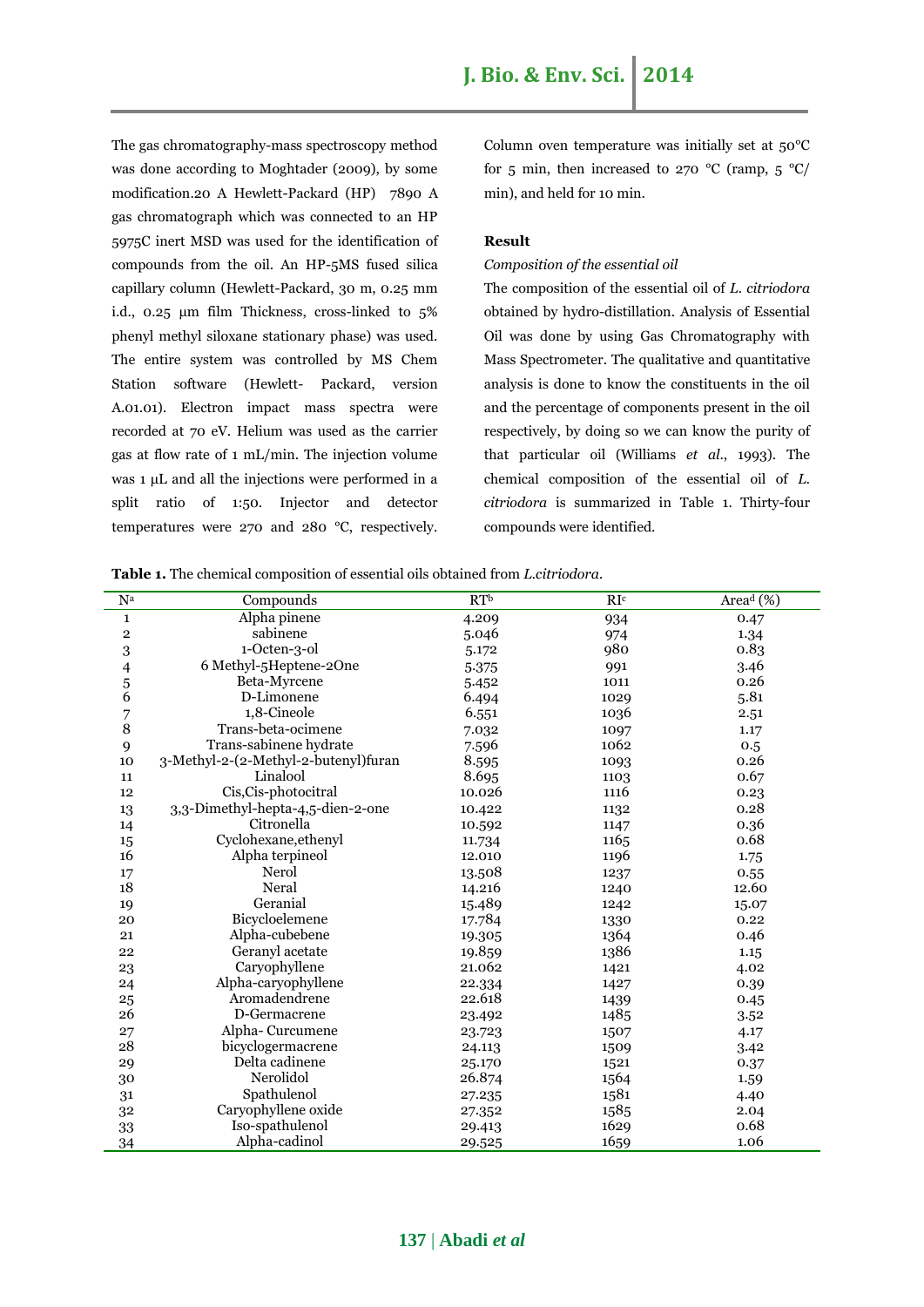The gas chromatography-mass spectroscopy method was done according to Moghtader (2009), by some modification.20 A Hewlett-Packard (HP) 7890 A gas chromatograph which was connected to an HP 5975C inert MSD was used for the identification of compounds from the oil. An HP-5MS fused silica capillary column (Hewlett-Packard, 30 m, 0.25 mm i.d., 0.25 µm film Thickness, cross-linked to 5% phenyl methyl siloxane stationary phase) was used. The entire system was controlled by MS Chem Station software (Hewlett- Packard, version A.01.01). Electron impact mass spectra were recorded at 70 eV. Helium was used as the carrier gas at flow rate of 1 mL/min. The injection volume was 1 µL and all the injections were performed in a split ratio of 1:50. Injector and detector temperatures were 270 and 280 °C, respectively. Column oven temperature was initially set at 50°C for 5 min, then increased to 270 °C (ramp, 5 °C/ min), and held for 10 min.

## Result

*Composition of the essential oil*

The composition of the essential oil of *L. citriodora* obtained by hydro-distillation. Analysis of Essential Oil was done by using Gas Chromatography with Mass Spectrometer. The qualitative and quantitative analysis is done to know the constituents in the oil and the percentage of components present in the oil respectively, by doing so we can know the purity of that particular oil (Williams *et al.*, 1993). The chemical composition of the essential oil of *L. citriodora* is summarized in Table 1. Thirty-four compounds were identified.

**Table 1.** The chemical composition of essential oils obtained from *L.citriodora*.

| N[a] | Compounds | RT[b] | RI[c] | Area[d] (%) |
|---|---|---|---|---|
| 1 | Alpha pinene | 4.209 | 934 | 0.47 |
| 2 | sabinene | 5.046 | 974 | 1.34 |
| 3 | 1-Octen-3-ol | 5.172 | 980 | 0.83 |
| 4 | 6 Methyl-5Heptene-2One | 5.375 | 991 | 3.46 |
| 5 | Beta-Myrcene | 5.452 | 1011 | 0.26 |
| 6 | D-Limonene | 6.494 | 1029 | 5.81 |
| 7 | 1,8-Cineole | 6.551 | 1036 | 2.51 |
| 8 | Trans-beta-ocimene | 7.032 | 1097 | 1.17 |
| 9 | Trans-sabinene hydrate | 7.596 | 1062 | 0.5 |
| 10 | 3-Methyl-2-(2-Methyl-2-butenyl)furan | 8.595 | 1093 | 0.26 |
| 11 | Linalool | 8.695 | 1103 | 0.67 |
| 12 | Cis,Cis-photocitral | 10.026 | 1116 | 0.23 |
| 13 | 3,3-Dimethyl-hepta-4,5-dien-2-one | 10.422 | 1132 | 0.28 |
| 14 | Citronella | 10.592 | 1147 | 0.36 |
| 15 | Cyclohexane,ethenyl | 11.734 | 1165 | 0.68 |
| 16 | Alpha terpineol | 12.010 | 1196 | 1.75 |
| 17 | Nerol | 13.508 | 1237 | 0.55 |
| 18 | Neral | 14.216 | 1240 | 12.60 |
| 19 | Geranial | 15.489 | 1242 | 15.07 |
| 20 | Bicycloelemene | 17.784 | 1330 | 0.22 |
| 21 | Alpha-cubebene | 19.305 | 1364 | 0.46 |
| 22 | Geranyl acetate | 19.859 | 1386 | 1.15 |
| 23 | Caryophyllene | 21.062 | 1421 | 4.02 |
| 24 | Alpha-caryophyllene | 22.334 | 1427 | 0.39 |
| 25 | Aromadendrene | 22.618 | 1439 | 0.45 |
| 26 | D-Germacrene | 23.492 | 1485 | 3.52 |
| 27 | Alpha- Curcumene | 23.723 | 1507 | 4.17 |
| 28 | bicyclogermacrene | 24.113 | 1509 | 3.42 |
| 29 | Delta cadinene | 25.170 | 1521 | 0.37 |
| 30 | Nerolidol | 26.874 | 1564 | 1.59 |
| 31 | Spathulenol | 27.235 | 1581 | 4.40 |
| 32 | Caryophyllene oxide | 27.352 | 1585 | 2.04 |
| 33 | Iso-spathulenol | 29.413 | 1629 | 0.68 |
| 34 | Alpha-cadinol | 29.525 | 1659 | 1.06 |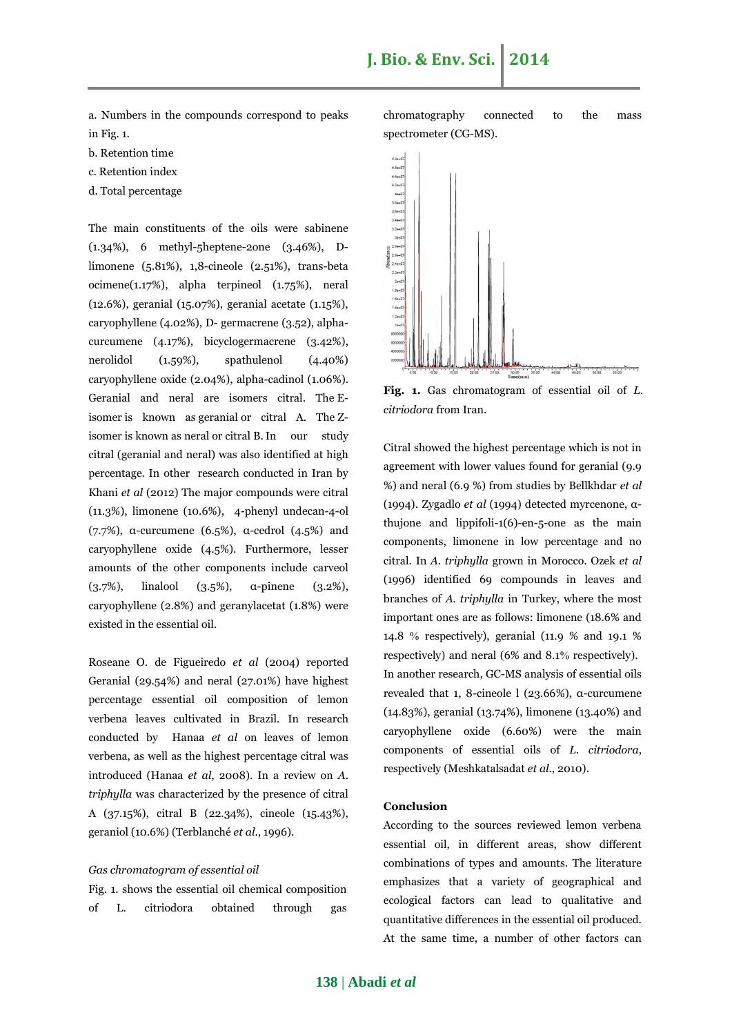a. Numbers in the compounds correspond to peaks in Fig. 1.

b. Retention time

c. Retention index

d. Total percentage

The main constituents of the oils were sabinene (1.34%), 6 methyl-5heptene-2one (3.46%), D-limonene (5.81%), 1,8-cineole (2.51%), trans-beta ocimene(1.17%), alpha terpineol (1.75%), neral (12.6%), geranial (15.07%), geranial acetate (1.15%), caryophyllene (4.02%), D- germacrene (3.52), alpha-curcumene (4.17%), bicyclogermacrene (3.42%), nerolidol (1.59%), spathulenol (4.40%) caryophyllene oxide (2.04%), alpha-cadinol (1.06%). Geranial and neral are isomers citral. The E-isomer is known as geranial or citral A. The Z-isomer is known as neral or citral B. In our study citral (geranial and neral) was also identified at high percentage. In other research conducted in Iran by Khani *et al* (2012) The major compounds were citral (11.3%), limonene (10.6%), 4-phenyl undecan-4-ol (7.7%), α-curcumene (6.5%), α-cedrol (4.5%) and caryophyllene oxide (4.5%). Furthermore, lesser amounts of the other components include carveol (3.7%), linalool (3.5%), α-pinene (3.2%), caryophyllene (2.8%) and geranylacetat (1.8%) were existed in the essential oil.

Roseane O. de Figueiredo *et al* (2004) reported Geranial (29.54%) and neral (27.01%) have highest percentage essential oil composition of lemon verbena leaves cultivated in Brazil. In research conducted by Hanaa *et al* on leaves of lemon verbena, as well as the highest percentage citral was introduced (Hanaa *et al*, 2008). In a review on *A. triphylla* was characterized by the presence of citral A (37.15%), citral B (22.34%), cineole (15.43%), geraniol (10.6%) (Terblanché *et al*., 1996).

*Gas chromatogram of essential oil*

Fig. 1. shows the essential oil chemical composition of L. citriodora obtained through gas chromatography connected to the mass spectrometer (CG-MS).

**Fig. 1.** Gas chromatogram of essential oil of *L. citriodora* from Iran.

Citral showed the highest percentage which is not in agreement with lower values found for geranial (9.9 %) and neral (6.9 %) from studies by Bellkhdar *et al* (1994). Zygadlo *et al* (1994) detected myrcenone, α-thujone and lippifoli-1(6)-en-5-one as the main components, limonene in low percentage and no citral. In *A. triphylla* grown in Morocco. Ozek *et al* (1996) identified 69 compounds in leaves and branches of *A. triphylla* in Turkey, where the most important ones are as follows: limonene (18.6% and 14.8 % respectively), geranial (11.9 % and 19.1 % respectively) and neral (6% and 8.1% respectively). In another research, GC-MS analysis of essential oils revealed that 1, 8-cineole l (23.66%), α-curcumene (14.83%), geranial (13.74%), limonene (13.40%) and caryophyllene oxide (6.60%) were the main components of essential oils of *L. citriodora*, respectively (Meshkatalsadat *et al*., 2010).

## Conclusion

According to the sources reviewed lemon verbena essential oil, in different areas, show different combinations of types and amounts. The literature emphasizes that a variety of geographical and ecological factors can lead to qualitative and quantitative differences in the essential oil produced. At the same time, a number of other factors can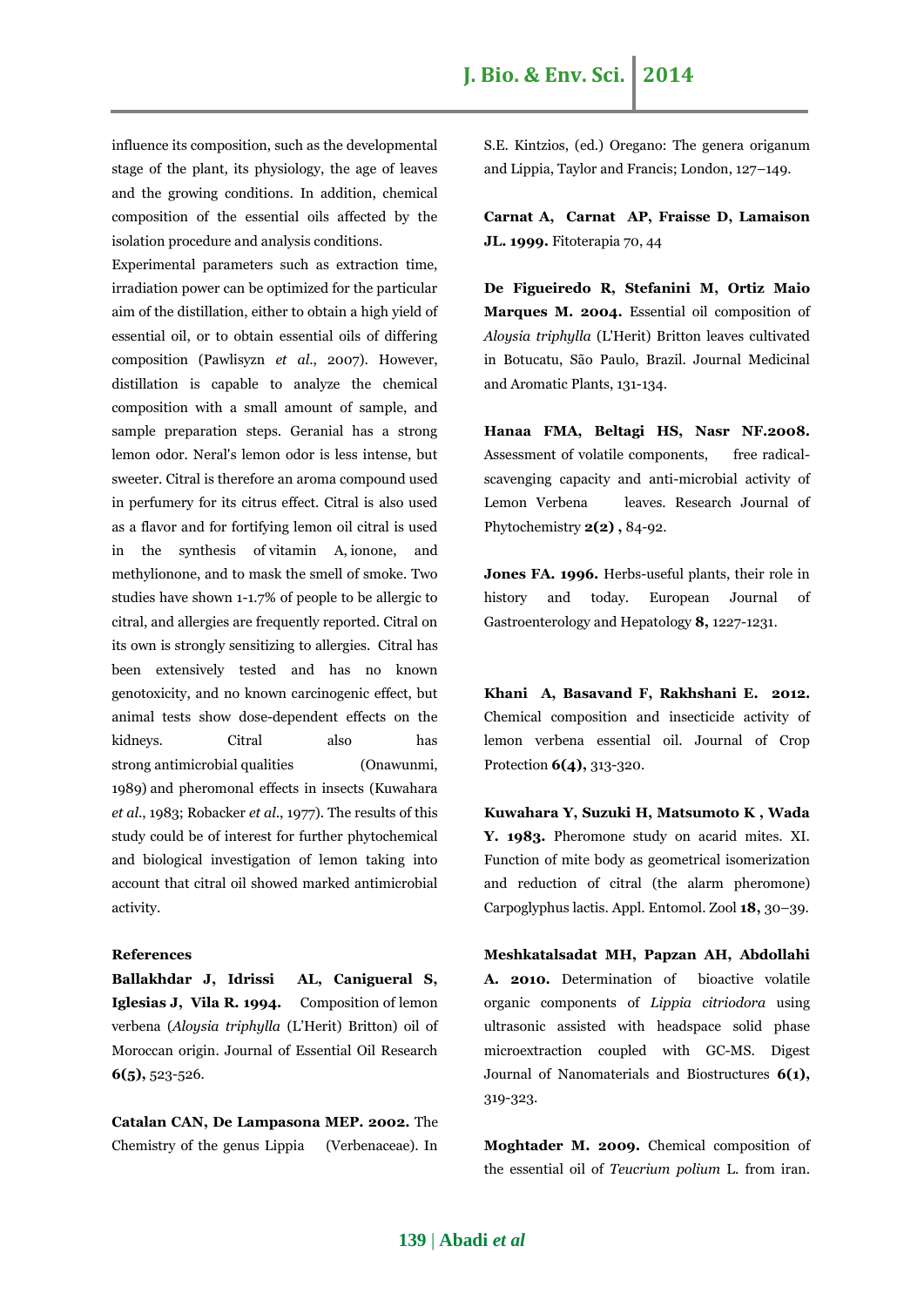influence its composition, such as the developmental stage of the plant, its physiology, the age of leaves and the growing conditions. In addition, chemical composition of the essential oils affected by the isolation procedure and analysis conditions.

Experimental parameters such as extraction time, irradiation power can be optimized for the particular aim of the distillation, either to obtain a high yield of essential oil, or to obtain essential oils of differing composition (Pawlisyzn *et al.*, 2007). However, distillation is capable to analyze the chemical composition with a small amount of sample, and sample preparation steps. Geranial has a strong lemon odor. Neral's lemon odor is less intense, but sweeter. Citral is therefore an aroma compound used in perfumery for its citrus effect. Citral is also used as a flavor and for fortifying lemon oil citral is used in the synthesis of vitamin A, ionone, and methylionone, and to mask the smell of smoke. Two studies have shown 1-1.7% of people to be allergic to citral, and allergies are frequently reported. Citral on its own is strongly sensitizing to allergies. Citral has been extensively tested and has no known genotoxicity, and no known carcinogenic effect, but animal tests show dose-dependent effects on the kidneys. Citral also has strong antimicrobial qualities (Onawunmi, 1989) and pheromonal effects in insects (Kuwahara *et al.*, 1983; Robacker *et al.*, 1977). The results of this study could be of interest for further phytochemical and biological investigation of lemon taking into account that citral oil showed marked antimicrobial activity.

## References

**Ballakhdar J, Idrissi AL, Canigueral S, Iglesias J, Vila R. 1994.** Composition of lemon verbena (*Aloysia triphylla* (L'Herit) Britton) oil of Moroccan origin. Journal of Essential Oil Research **6(5),** 523-526.

**Catalan CAN, De Lampasona MEP. 2002.** The Chemistry of the genus Lippia (Verbenaceae). In S.E. Kintzios, (ed.) Oregano: The genera origanum and Lippia, Taylor and Francis; London, 127–149.

**Carnat A, Carnat AP, Fraisse D, Lamaison JL. 1999.** Fitoterapia 70, 44

**De Figueiredo R, Stefanini M, Ortiz Maio Marques M. 2004.** Essential oil composition of *Aloysia triphylla* (L'Herit) Britton leaves cultivated in Botucatu, São Paulo, Brazil. Journal Medicinal and Aromatic Plants, 131-134.

**Hanaa FMA, Beltagi HS, Nasr NF.2008.** Assessment of volatile components, free radical-scavenging capacity and anti-microbial activity of Lemon Verbena leaves. Research Journal of Phytochemistry **2(2) ,** 84-92.

**Jones FA. 1996.** Herbs-useful plants, their role in history and today. European Journal of Gastroenterology and Hepatology **8,** 1227-1231.

**Khani A, Basavand F, Rakhshani E. 2012.** Chemical composition and insecticide activity of lemon verbena essential oil. Journal of Crop Protection **6(4),** 313-320.

**Kuwahara Y, Suzuki H, Matsumoto K , Wada Y. 1983.** Pheromone study on acarid mites. XI. Function of mite body as geometrical isomerization and reduction of citral (the alarm pheromone) Carpoglyphus lactis. Appl. Entomol. Zool **18,** 30–39.

**Meshkatalsadat MH, Papzan AH, Abdollahi A. 2010.** Determination of bioactive volatile organic components of *Lippia citriodora* using ultrasonic assisted with headspace solid phase microextraction coupled with GC-MS. Digest Journal of Nanomaterials and Biostructures **6(1),** 319-323.

**Moghtader M. 2009.** Chemical composition of the essential oil of *Teucrium polium* L. from iran.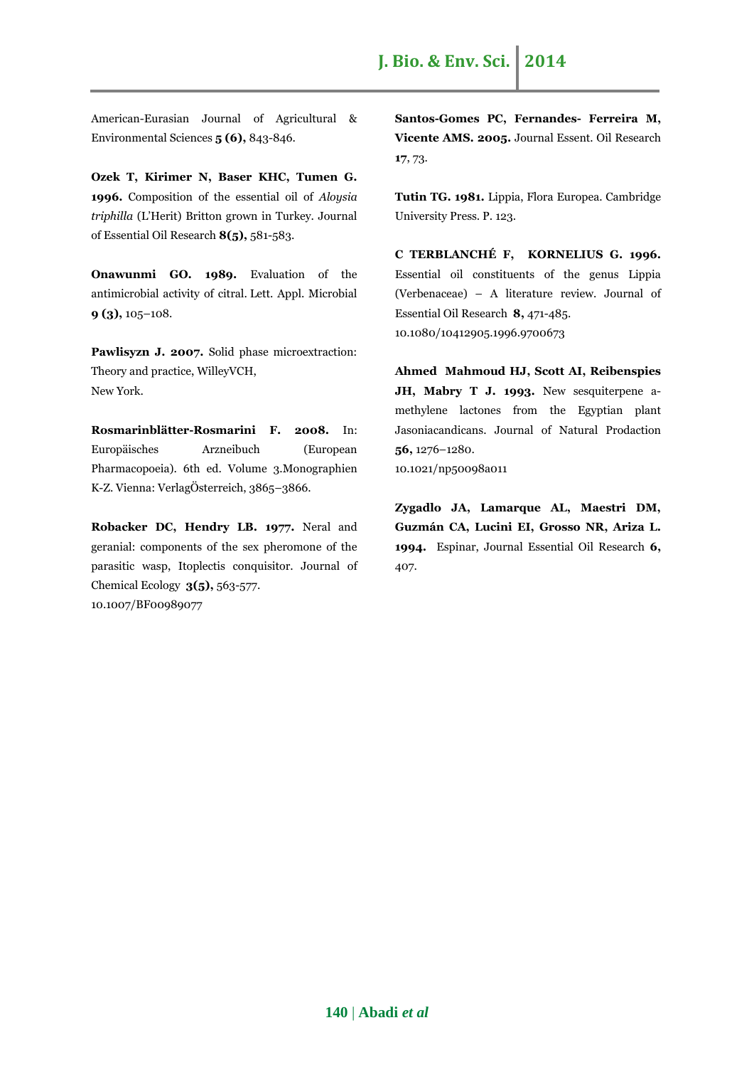American-Eurasian Journal of Agricultural & Environmental Sciences **5 (6),** 843-846.

**Ozek T, Kirimer N, Baser KHC, Tumen G. 1996.** Composition of the essential oil of *Aloysia triphilla* (L'Herit) Britton grown in Turkey. Journal of Essential Oil Research **8(5),** 581-583.

**Onawunmi GO. 1989.** Evaluation of the antimicrobial activity of citral. Lett. Appl. Microbial **9 (3),** 105–108.

**Pawlisyzn J. 2007.** Solid phase microextraction: Theory and practice, WilleyVCH, New York.

**Rosmarinblätter-Rosmarini F. 2008.** In: Europäisches Arzneibuch (European Pharmacopoeia). 6th ed. Volume 3.Monographien K-Z. Vienna: VerlagÖsterreich, 3865–3866.

**Robacker DC, Hendry LB. 1977.** Neral and geranial: components of the sex pheromone of the parasitic wasp, Itoplectis conquisitor. Journal of Chemical Ecology **3(5),** 563-577. 10.1007/BF00989077

**Santos-Gomes PC, Fernandes- Ferreira M, Vicente AMS. 2005.** Journal Essent. Oil Research **17**, 73.

**Tutin TG. 1981.** Lippia, Flora Europea. Cambridge University Press. P. 123.

**C TERBLANCHÉ F, KORNELIUS G. 1996.** Essential oil constituents of the genus Lippia (Verbenaceae) – A literature review. Journal of Essential Oil Research **8,** 471-485. 10.1080/10412905.1996.9700673

**Ahmed Mahmoud HJ, Scott AI, Reibenspies JH, Mabry T J. 1993.** New sesquiterpene a-methylene lactones from the Egyptian plant Jasoniacandicans. Journal of Natural Prodaction **56,** 1276–1280. 10.1021/np50098a011

**Zygadlo JA, Lamarque AL, Maestri DM, Guzmán CA, Lucini EI, Grosso NR, Ariza L. 1994.** Espinar, Journal Essential Oil Research **6,** 407.